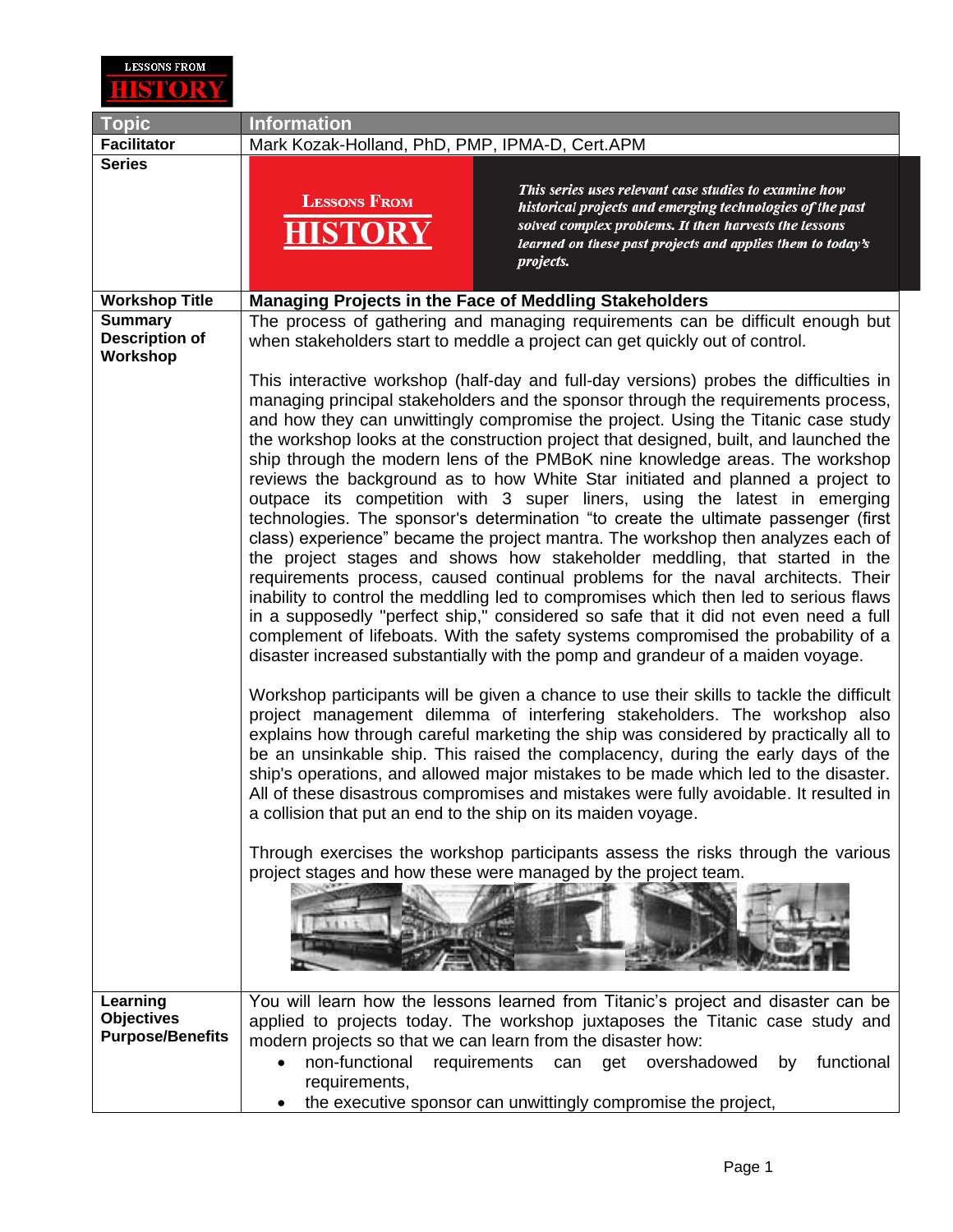LESSONS FROM HISTORY

| Topic | Information |
| --- | --- |
| **Facilitator** | Mark Kozak-Holland, PhD, PMP, IPMA-D, Cert.APM |
| **Series** | LESSONS FROM HISTORY — *This series uses relevant case studies to examine how historical projects and emerging technologies of the past solved complex problems. It then harvests the lessons learned on these past projects and applies them to today's projects.* |
| **Workshop Title** | **Managing Projects in the Face of Meddling Stakeholders** |
| **Summary Description of Workshop** | The process of gathering and managing requirements can be difficult enough but when stakeholders start to meddle a project can get quickly out of control.<br><br>This interactive workshop (half-day and full-day versions) probes the difficulties in managing principal stakeholders and the sponsor through the requirements process, and how they can unwittingly compromise the project. Using the Titanic case study the workshop looks at the construction project that designed, built, and launched the ship through the modern lens of the PMBoK nine knowledge areas. The workshop reviews the background as to how White Star initiated and planned a project to outpace its competition with 3 super liners, using the latest in emerging technologies. The sponsor's determination "to create the ultimate passenger (first class) experience" became the project mantra. The workshop then analyzes each of the project stages and shows how stakeholder meddling, that started in the requirements process, caused continual problems for the naval architects. Their inability to control the meddling led to compromises which then led to serious flaws in a supposedly "perfect ship," considered so safe that it did not even need a full complement of lifeboats. With the safety systems compromised the probability of a disaster increased substantially with the pomp and grandeur of a maiden voyage.<br><br>Workshop participants will be given a chance to use their skills to tackle the difficult project management dilemma of interfering stakeholders. The workshop also explains how through careful marketing the ship was considered by practically all to be an unsinkable ship. This raised the complacency, during the early days of the ship's operations, and allowed major mistakes to be made which led to the disaster. All of these disastrous compromises and mistakes were fully avoidable. It resulted in a collision that put an end to the ship on its maiden voyage.<br><br>Through exercises the workshop participants assess the risks through the various project stages and how these were managed by the project team. |
| **Learning Objectives Purpose/Benefits** | You will learn how the lessons learned from Titanic's project and disaster can be applied to projects today. The workshop juxtaposes the Titanic case study and modern projects so that we can learn from the disaster how:<br>• non-functional requirements can get overshadowed by functional requirements,<br>• the executive sponsor can unwittingly compromise the project, |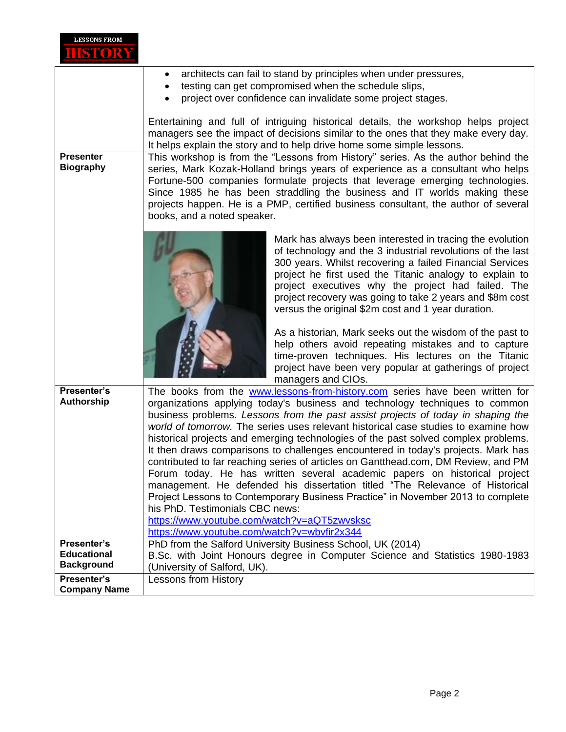| | |
|---|---|
| | • architects can fail to stand by principles when under pressures,<br>• testing can get compromised when the schedule slips,<br>• project over confidence can invalidate some project stages.<br><br>Entertaining and full of intriguing historical details, the workshop helps project managers see the impact of decisions similar to the ones that they make every day. It helps explain the story and to help drive home some simple lessons. |
| **Presenter Biography** | This workshop is from the "Lessons from History" series. As the author behind the series, Mark Kozak-Holland brings years of experience as a consultant who helps Fortune-500 companies formulate projects that leverage emerging technologies. Since 1985 he has been straddling the business and IT worlds making these projects happen. He is a PMP, certified business consultant, the author of several books, and a noted speaker.<br><br>Mark has always been interested in tracing the evolution of technology and the 3 industrial revolutions of the last 300 years. Whilst recovering a failed Financial Services project he first used the Titanic analogy to explain to project executives why the project had failed. The project recovery was going to take 2 years and $8m cost versus the original $2m cost and 1 year duration.<br><br>As a historian, Mark seeks out the wisdom of the past to help others avoid repeating mistakes and to capture time-proven techniques. His lectures on the Titanic project have been very popular at gatherings of project managers and CIOs. |
| **Presenter's Authorship** | The books from the www.lessons-from-history.com series have been written for organizations applying today's business and technology techniques to common business problems. *Lessons from the past assist projects of today in shaping the world of tomorrow.* The series uses relevant historical case studies to examine how historical projects and emerging technologies of the past solved complex problems. It then draws comparisons to challenges encountered in today's projects. Mark has contributed to far reaching series of articles on Gantthead.com, DM Review, and PM Forum today. He has written several academic papers on historical project management. He defended his dissertation titled "The Relevance of Historical Project Lessons to Contemporary Business Practice" in November 2013 to complete his PhD. Testimonials CBC news:<br>https://www.youtube.com/watch?v=aQT5zwvsksc<br>https://www.youtube.com/watch?v=wbvfir2x344 |
| **Presenter's Educational Background** | PhD from the Salford University Business School, UK (2014)<br>B.Sc. with Joint Honours degree in Computer Science and Statistics 1980-1983 (University of Salford, UK). |
| **Presenter's Company Name** | Lessons from History |